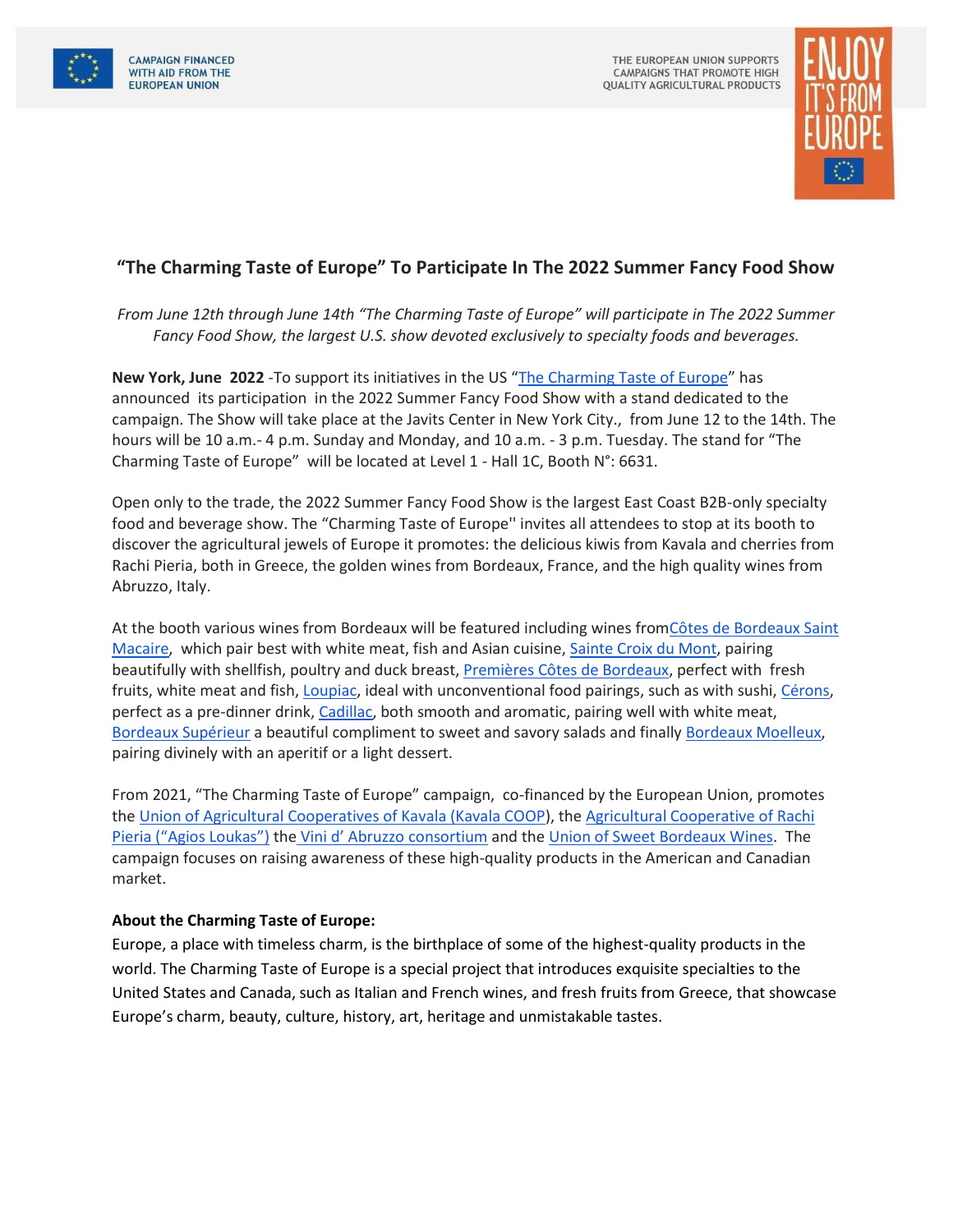CAMPAIGN FINANCED WITH AID FROM THE EUROPEAN UNION

THE EUROPEAN UNION SUPPORTS CAMPAIGNS THAT PROMOTE HIGH QUALITY AGRICULTURAL PRODUCTS

ENJOY IT'S FROM EUROPE

# "The Charming Taste of Europe" To Participate In The 2022 Summer Fancy Food Show

*From June 12th through June 14th "The Charming Taste of Europe" will participate in The 2022 Summer Fancy Food Show, the largest U.S. show devoted exclusively to specialty foods and beverages.*

**New York, June 2022** -To support its initiatives in the US "The Charming Taste of Europe" has announced its participation in the 2022 Summer Fancy Food Show with a stand dedicated to the campaign. The Show will take place at the Javits Center in New York City., from June 12 to the 14th. The hours will be 10 a.m.- 4 p.m. Sunday and Monday, and 10 a.m. - 3 p.m. Tuesday. The stand for "The Charming Taste of Europe" will be located at Level 1 - Hall 1C, Booth N°: 6631.

Open only to the trade, the 2022 Summer Fancy Food Show is the largest East Coast B2B-only specialty food and beverage show. The "Charming Taste of Europe'' invites all attendees to stop at its booth to discover the agricultural jewels of Europe it promotes: the delicious kiwis from Kavala and cherries from Rachi Pieria, both in Greece, the golden wines from Bordeaux, France, and the high quality wines from Abruzzo, Italy.

At the booth various wines from Bordeaux will be featured including wines fromCôtes de Bordeaux Saint Macaire, which pair best with white meat, fish and Asian cuisine, Sainte Croix du Mont, pairing beautifully with shellfish, poultry and duck breast, Premières Côtes de Bordeaux, perfect with fresh fruits, white meat and fish, Loupiac, ideal with unconventional food pairings, such as with sushi, Cérons, perfect as a pre-dinner drink, Cadillac, both smooth and aromatic, pairing well with white meat, Bordeaux Supérieur a beautiful compliment to sweet and savory salads and finally Bordeaux Moelleux, pairing divinely with an aperitif or a light dessert.

From 2021, "The Charming Taste of Europe" campaign, co-financed by the European Union, promotes the Union of Agricultural Cooperatives of Kavala (Kavala COOP), the Agricultural Cooperative of Rachi Pieria ("Agios Loukas") the Vini d' Abruzzo consortium and the Union of Sweet Bordeaux Wines. The campaign focuses on raising awareness of these high-quality products in the American and Canadian market.

**About the Charming Taste of Europe:**

Europe, a place with timeless charm, is the birthplace of some of the highest-quality products in the world. The Charming Taste of Europe is a special project that introduces exquisite specialties to the United States and Canada, such as Italian and French wines, and fresh fruits from Greece, that showcase Europe's charm, beauty, culture, history, art, heritage and unmistakable tastes.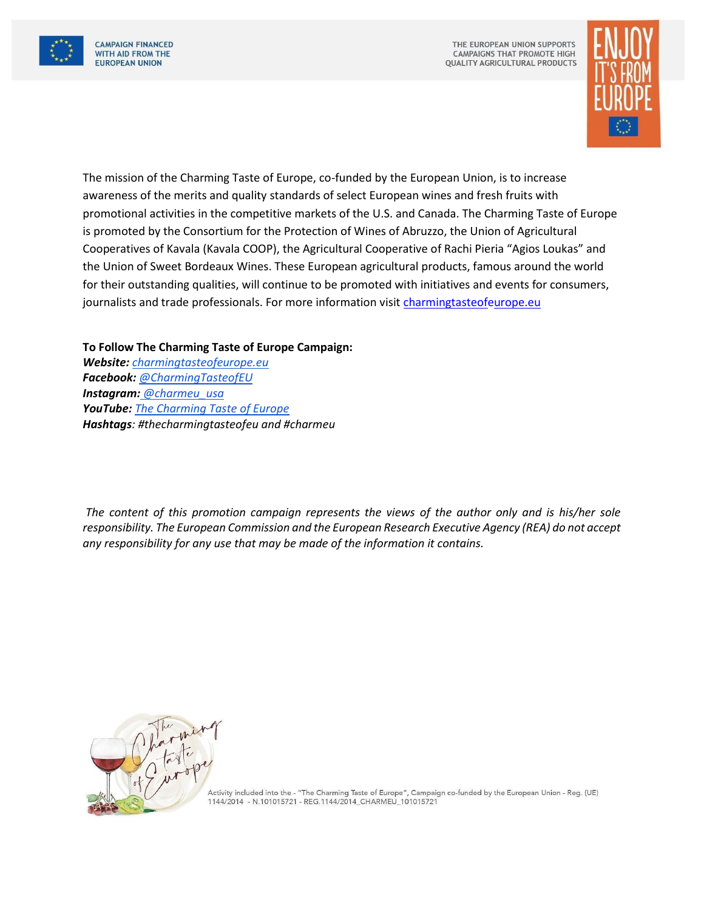The mission of the Charming Taste of Europe, co-funded by the European Union, is to increase awareness of the merits and quality standards of select European wines and fresh fruits with promotional activities in the competitive markets of the U.S. and Canada. The Charming Taste of Europe is promoted by the Consortium for the Protection of Wines of Abruzzo, the Union of Agricultural Cooperatives of Kavala (Kavala COOP), the Agricultural Cooperative of Rachi Pieria "Agios Loukas" and the Union of Sweet Bordeaux Wines. These European agricultural products, famous around the world for their outstanding qualities, will continue to be promoted with initiatives and events for consumers, journalists and trade professionals. For more information visit charmingtasteofeurope.eu

**To Follow The Charming Taste of Europe Campaign:**
***Website:*** *charmingtasteofeurope.eu*
***Facebook:*** *@CharmingTasteofEU*
***Instagram:*** *@charmeu_usa*
***YouTube:*** *The Charming Taste of Europe*
***Hashtags****: #thecharmingtasteofeu and #charmeu*

*The content of this promotion campaign represents the views of the author only and is his/her sole responsibility. The European Commission and the European Research Executive Agency (REA) do not accept any responsibility for any use that may be made of the information it contains.*

Activity included into the - "The Charming Taste of Europe", Campaign co-funded by the European Union - Reg. (UE) 1144/2014 - N.101015721 - REG.1144/2014_CHARMEU_101015721